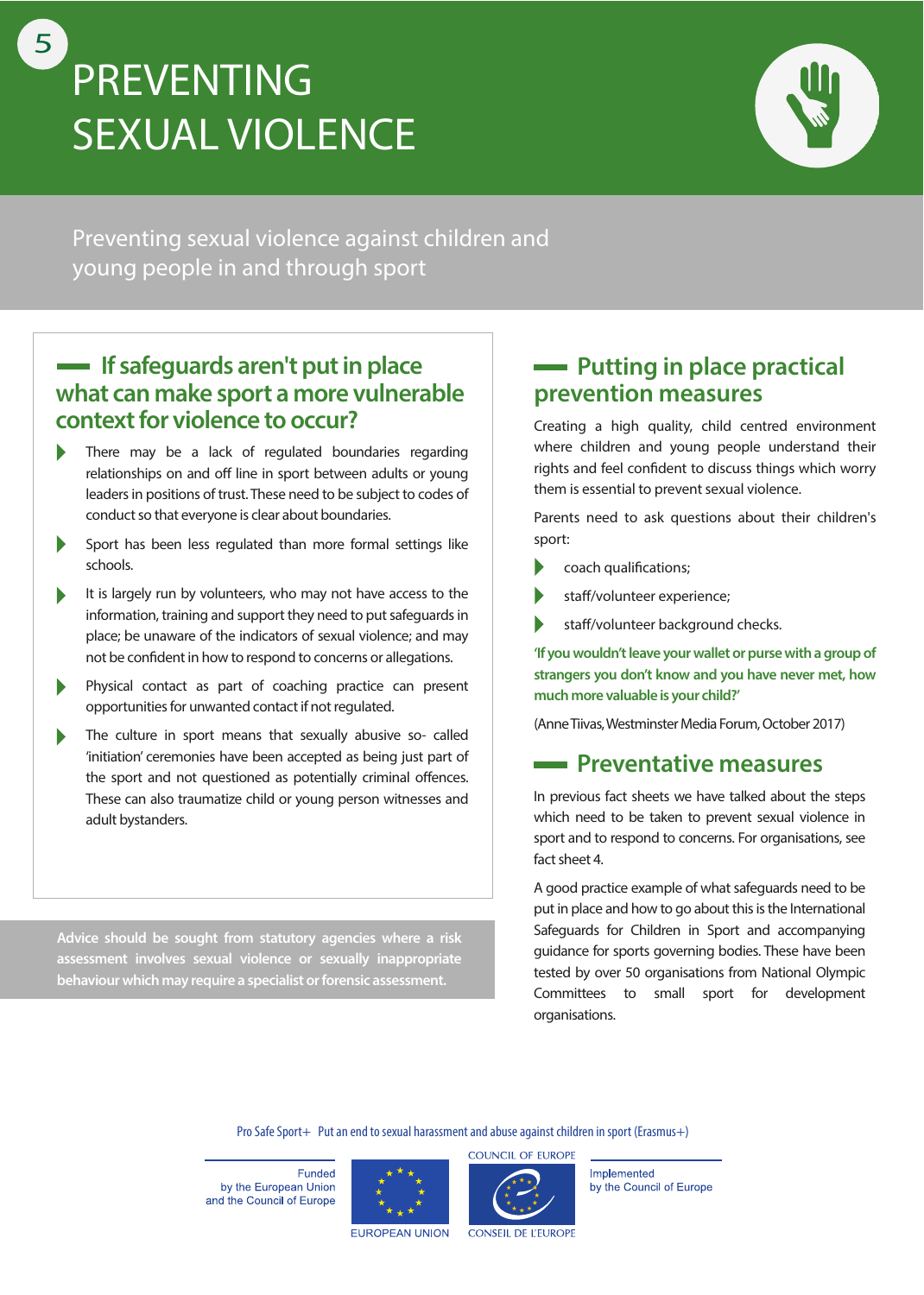5

# PREVENTING SEXUAL VIOLENCE

Preventing sexual violence against children and young people in and through sport

## If safeguards aren't put in place what can make sport a more vulnerable context for violence to occur?

- There may be a lack of regulated boundaries regarding relationships on and off line in sport between adults or young leaders in positions of trust. These need to be subject to codes of conduct so that everyone is clear about boundaries.
- Sport has been less regulated than more formal settings like schools.
- It is largely run by volunteers, who may not have access to the information, training and support they need to put safeguards in place; be unaware of the indicators of sexual violence; and may not be confident in how to respond to concerns or allegations.
- Physical contact as part of coaching practice can present opportunities for unwanted contact if not regulated.
- The culture in sport means that sexually abusive so- called 'initiation' ceremonies have been accepted as being just part of the sport and not questioned as potentially criminal offences. These can also traumatize child or young person witnesses and adult bystanders.

**Advice should be sought from statutory agencies where a risk assessment involves sexual violence or sexually inappropriate behaviour which may require a specialist or forensic assessment.**

## Putting in place practical prevention measures

Creating a high quality, child centred environment where children and young people understand their rights and feel confident to discuss things which worry them is essential to prevent sexual violence.

Parents need to ask questions about their children's sport:

- coach qualifications;
- staff/volunteer experience;
- staff/volunteer background checks.

**'If you wouldn't leave your wallet or purse with a group of strangers you don't know and you have never met, how much more valuable is your child?'**

(Anne Tiivas, Westminster Media Forum, October 2017)

## Preventative measures

In previous fact sheets we have talked about the steps which need to be taken to prevent sexual violence in sport and to respond to concerns. For organisations, see fact sheet 4.

A good practice example of what safeguards need to be put in place and how to go about this is the International Safeguards for Children in Sport and accompanying guidance for sports governing bodies. These have been tested by over 50 organisations from National Olympic Committees to small sport for development organisations.

Pro Safe Sport+ Put an end to sexual harassment and abuse against children in sport (Erasmus+)

Funded by the European Union and the Council of Europe

EUROPEAN UNION

COUNCIL OF EUROPE / CONSEIL DE L'EUROPE

Implemented by the Council of Europe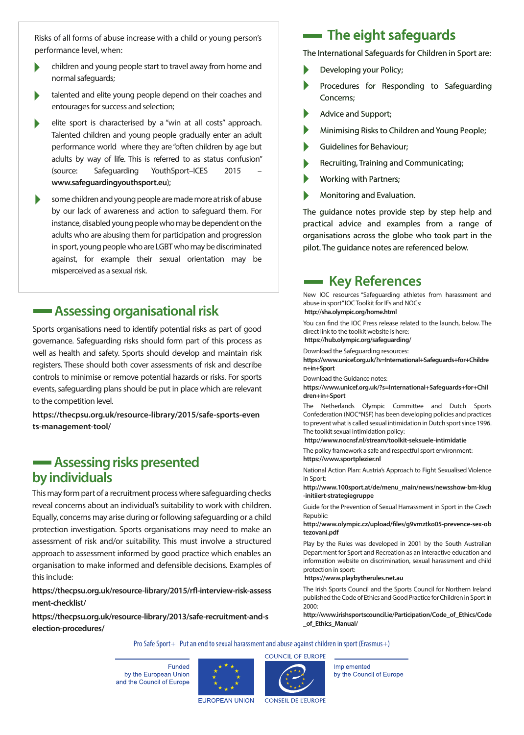Risks of all forms of abuse increase with a child or young person's performance level, when:

- children and young people start to travel away from home and normal safeguards;
- talented and elite young people depend on their coaches and entourages for success and selection;
- elite sport is characterised by a "win at all costs" approach. Talented children and young people gradually enter an adult performance world where they are "often children by age but adults by way of life. This is referred to as status confusion" (source: Safeguarding YouthSport–ICES 2015 – **www.safeguardingyouthsport.eu**);
- some children and young people are made more at risk of abuse by our lack of awareness and action to safeguard them. For instance, disabled young people who may be dependent on the adults who are abusing them for participation and progression in sport, young people who are LGBT who may be discriminated against, for example their sexual orientation may be misperceived as a sexual risk.

## Assessing organisational risk

Sports organisations need to identify potential risks as part of good governance. Safeguarding risks should form part of this process as well as health and safety. Sports should develop and maintain risk registers. These should both cover assessments of risk and describe controls to minimise or remove potential hazards or risks. For sports events, safeguarding plans should be put in place which are relevant to the competition level.

**https://thecpsu.org.uk/resource-library/2015/safe-sports-events-management-tool/**

## Assessing risks presented by individuals

This may form part of a recruitment process where safeguarding checks reveal concerns about an individual's suitability to work with children. Equally, concerns may arise during or following safeguarding or a child protection investigation. Sports organisations may need to make an assessment of risk and/or suitability. This must involve a structured approach to assessment informed by good practice which enables an organisation to make informed and defensible decisions. Examples of this include:

**https://thecpsu.org.uk/resource-library/2015/rfl-interview-risk-assessment-checklist/**

**https://thecpsu.org.uk/resource-library/2013/safe-recruitment-and-selection-procedures/**

## The eight safeguards

The International Safeguards for Children in Sport are:

- Developing your Policy;
- Procedures for Responding to Safeguarding Concerns;
- Advice and Support;
- Minimising Risks to Children and Young People;
- Guidelines for Behaviour;
- Recruiting, Training and Communicating;
- Working with Partners;
- Monitoring and Evaluation.

The guidance notes provide step by step help and practical advice and examples from a range of organisations across the globe who took part in the pilot. The guidance notes are referenced below.

## Key References

New IOC resources "Safeguarding athletes from harassment and abuse in sport" IOC Toolkit for IFs and NOCs:
**http://sha.olympic.org/home.html**

You can find the IOC Press release related to the launch, below. The direct link to the toolkit website is here:
**https://hub.olympic.org/safeguarding/**

Download the Safeguarding resources:
**https://www.unicef.org.uk/?s=International+Safeguards+for+Children+in+Sport**

Download the Guidance notes:
**https://www.unicef.org.uk/?s=International+Safeguards+for+Children+in+Sport**

The Netherlands Olympic Committee and Dutch Sports Confederation (NOC\*NSF) has been developing policies and practices to prevent what is called sexual intimidation in Dutch sport since 1996. The toolkit sexual intimidation policy:
**http://www.nocnsf.nl/stream/toolkit-seksuele-intimidatie**

The policy framework a safe and respectful sport environment:
**https://www.sportplezier.nl**

National Action Plan: Austria's Approach to Fight Sexualised Violence in Sport:
**http://www.100sport.at/de/menu_main/news/newsshow-bm-klug-initiiert-strategiegruppe**

Guide for the Prevention of Sexual Harrassment in Sport in the Czech Republic:
**http://www.olympic.cz/upload/files/g9vmztko05-prevence-sex-obtezovani.pdf**

Play by the Rules was developed in 2001 by the South Australian Department for Sport and Recreation as an interactive education and information website on discrimination, sexual harassment and child protection in sport:
**https://www.playbytherules.net.au**

The Irish Sports Council and the Sports Council for Northern Ireland published the Code of Ethics and Good Practice for Children in Sport in 2000:
**http://www.irishsportscouncil.ie/Participation/Code_of_Ethics/Code_of_Ethics_Manual/**

Pro Safe Sport+ Put an end to sexual harassment and abuse against children in sport (Erasmus+)

Funded by the European Union and the Council of Europe — EUROPEAN UNION — COUNCIL OF EUROPE / CONSEIL DE L'EUROPE — Implemented by the Council of Europe